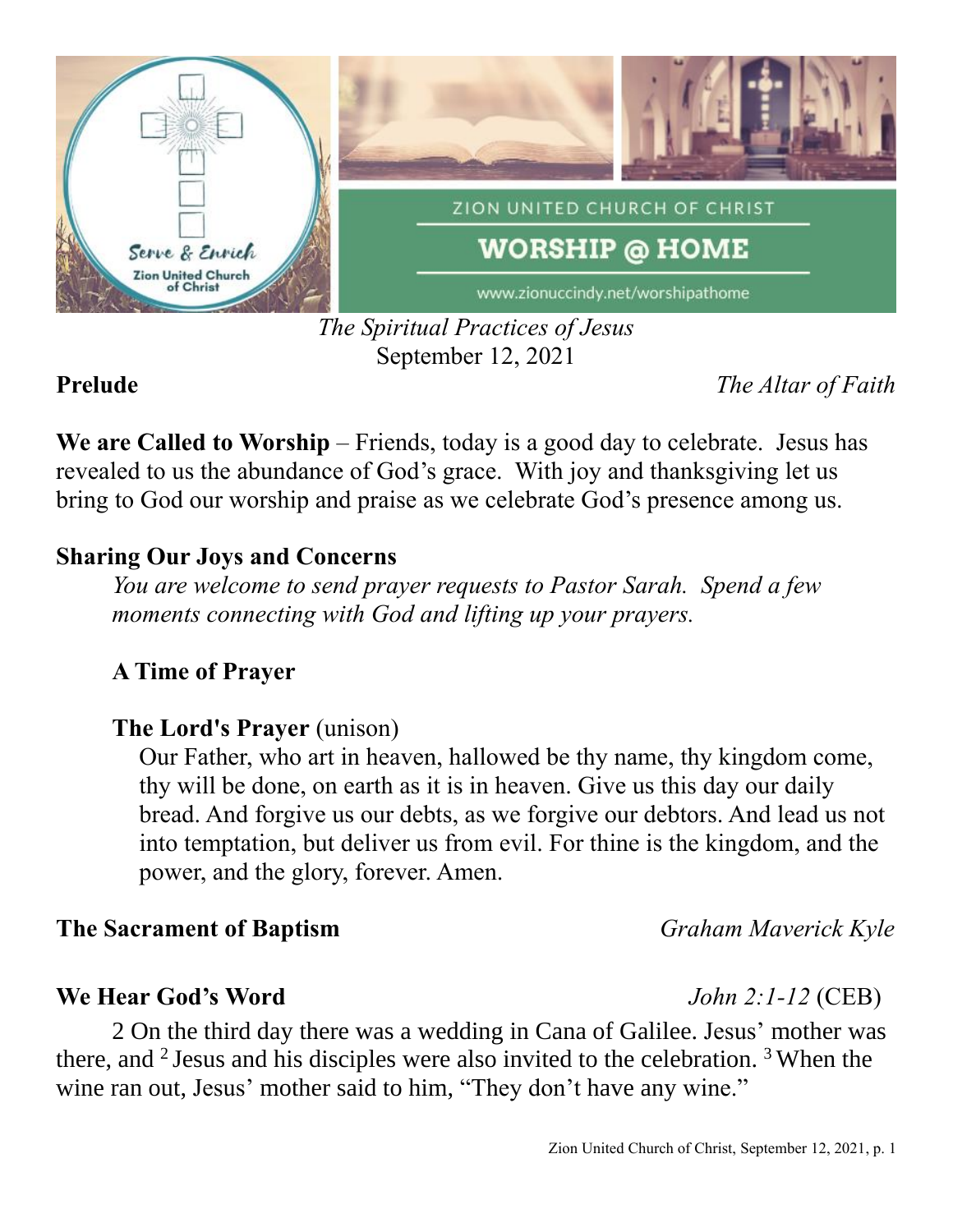ZION UNITED CHURCH OF CHRIST

# WORSHIP @ HOME

www.zionuccindy.net/worshipathome

*The Spiritual Practices of Jesus*
September 12, 2021

**Prelude** *The Altar of Faith*

**We are Called to Worship** – Friends, today is a good day to celebrate. Jesus has revealed to us the abundance of God's grace. With joy and thanksgiving let us bring to God our worship and praise as we celebrate God's presence among us.

**Sharing Our Joys and Concerns**

*You are welcome to send prayer requests to Pastor Sarah. Spend a few moments connecting with God and lifting up your prayers.*

**A Time of Prayer**

**The Lord's Prayer** (unison)

Our Father, who art in heaven, hallowed be thy name, thy kingdom come, thy will be done, on earth as it is in heaven. Give us this day our daily bread. And forgive us our debts, as we forgive our debtors. And lead us not into temptation, but deliver us from evil. For thine is the kingdom, and the power, and the glory, forever. Amen.

**The Sacrament of Baptism** *Graham Maverick Kyle*

**We Hear God's Word** *John 2:1-12* (CEB)

2 On the third day there was a wedding in Cana of Galilee. Jesus' mother was there, and [2] Jesus and his disciples were also invited to the celebration. [3] When the wine ran out, Jesus' mother said to him, "They don't have any wine."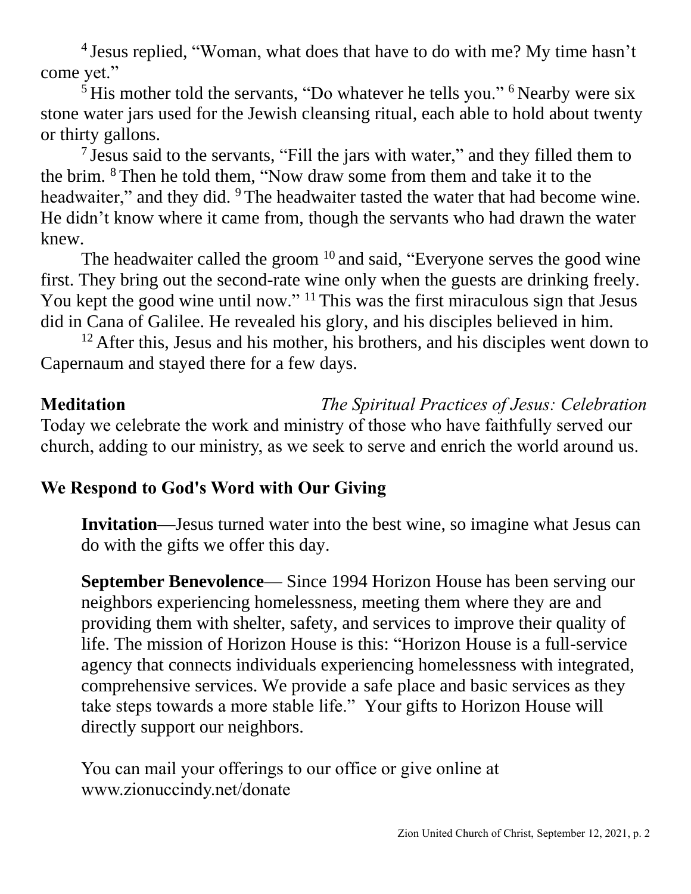[4] Jesus replied, “Woman, what does that have to do with me? My time hasn’t come yet.”

[5] His mother told the servants, “Do whatever he tells you.” [6] Nearby were six stone water jars used for the Jewish cleansing ritual, each able to hold about twenty or thirty gallons.

[7] Jesus said to the servants, “Fill the jars with water,” and they filled them to the brim. [8] Then he told them, “Now draw some from them and take it to the headwaiter,” and they did. [9] The headwaiter tasted the water that had become wine. He didn’t know where it came from, though the servants who had drawn the water knew.

The headwaiter called the groom [10] and said, “Everyone serves the good wine first. They bring out the second-rate wine only when the guests are drinking freely. You kept the good wine until now.” [11] This was the first miraculous sign that Jesus did in Cana of Galilee. He revealed his glory, and his disciples believed in him.

[12] After this, Jesus and his mother, his brothers, and his disciples went down to Capernaum and stayed there for a few days.

**Meditation** *The Spiritual Practices of Jesus: Celebration*

Today we celebrate the work and ministry of those who have faithfully served our church, adding to our ministry, as we seek to serve and enrich the world around us.

## We Respond to God's Word with Our Giving

**Invitation—**Jesus turned water into the best wine, so imagine what Jesus can do with the gifts we offer this day.

**September Benevolence**— Since 1994 Horizon House has been serving our neighbors experiencing homelessness, meeting them where they are and providing them with shelter, safety, and services to improve their quality of life. The mission of Horizon House is this: “Horizon House is a full-service agency that connects individuals experiencing homelessness with integrated, comprehensive services. We provide a safe place and basic services as they take steps towards a more stable life.” Your gifts to Horizon House will directly support our neighbors.

You can mail your offerings to our office or give online at www.zionuccindy.net/donate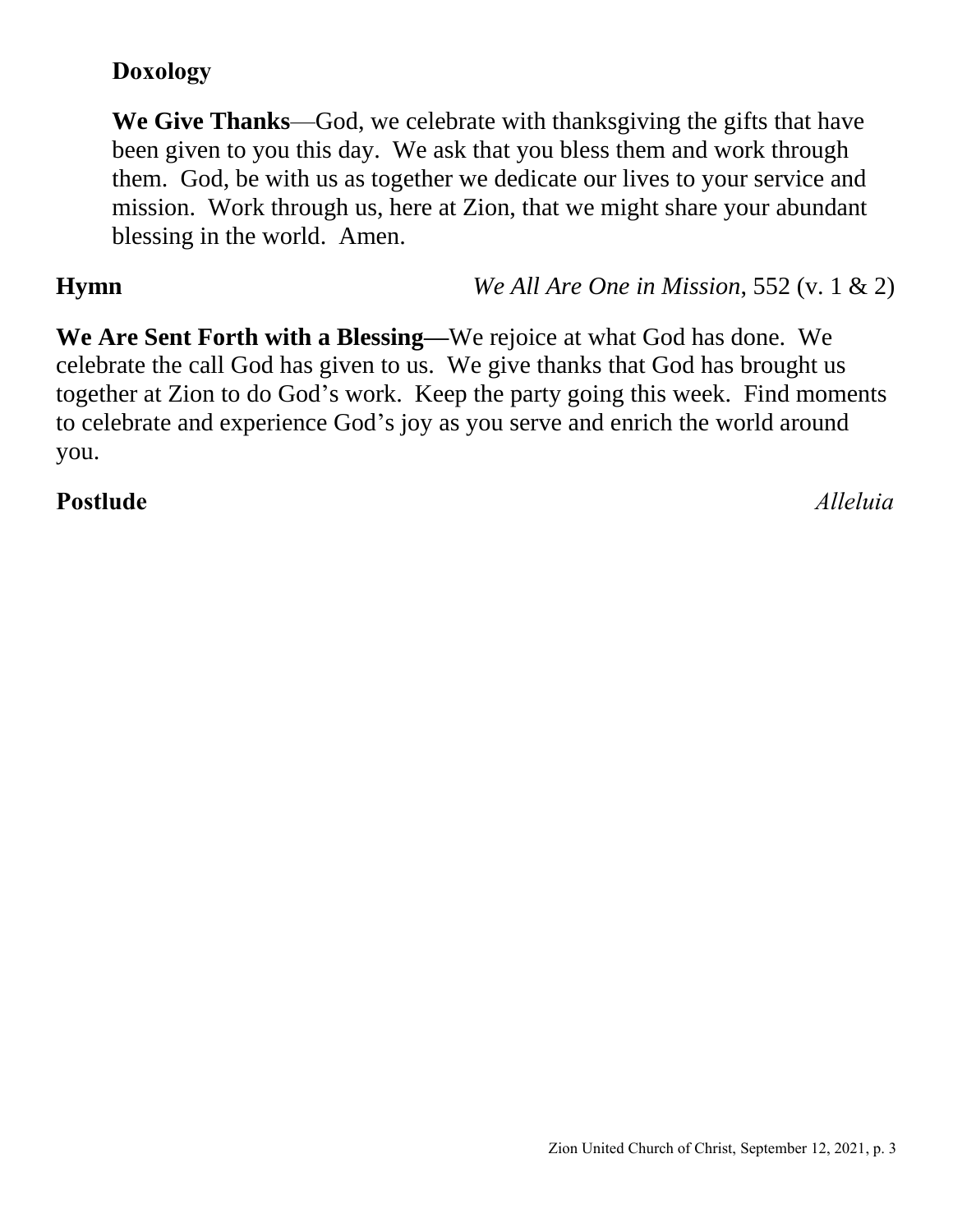**Doxology**

**We Give Thanks**—God, we celebrate with thanksgiving the gifts that have been given to you this day. We ask that you bless them and work through them. God, be with us as together we dedicate our lives to your service and mission. Work through us, here at Zion, that we might share your abundant blessing in the world. Amen.

**Hymn** *We All Are One in Mission*, 552 (v. 1 & 2)

**We Are Sent Forth with a Blessing—**We rejoice at what God has done. We celebrate the call God has given to us. We give thanks that God has brought us together at Zion to do God's work. Keep the party going this week. Find moments to celebrate and experience God's joy as you serve and enrich the world around you.

**Postlude** *Alleluia*